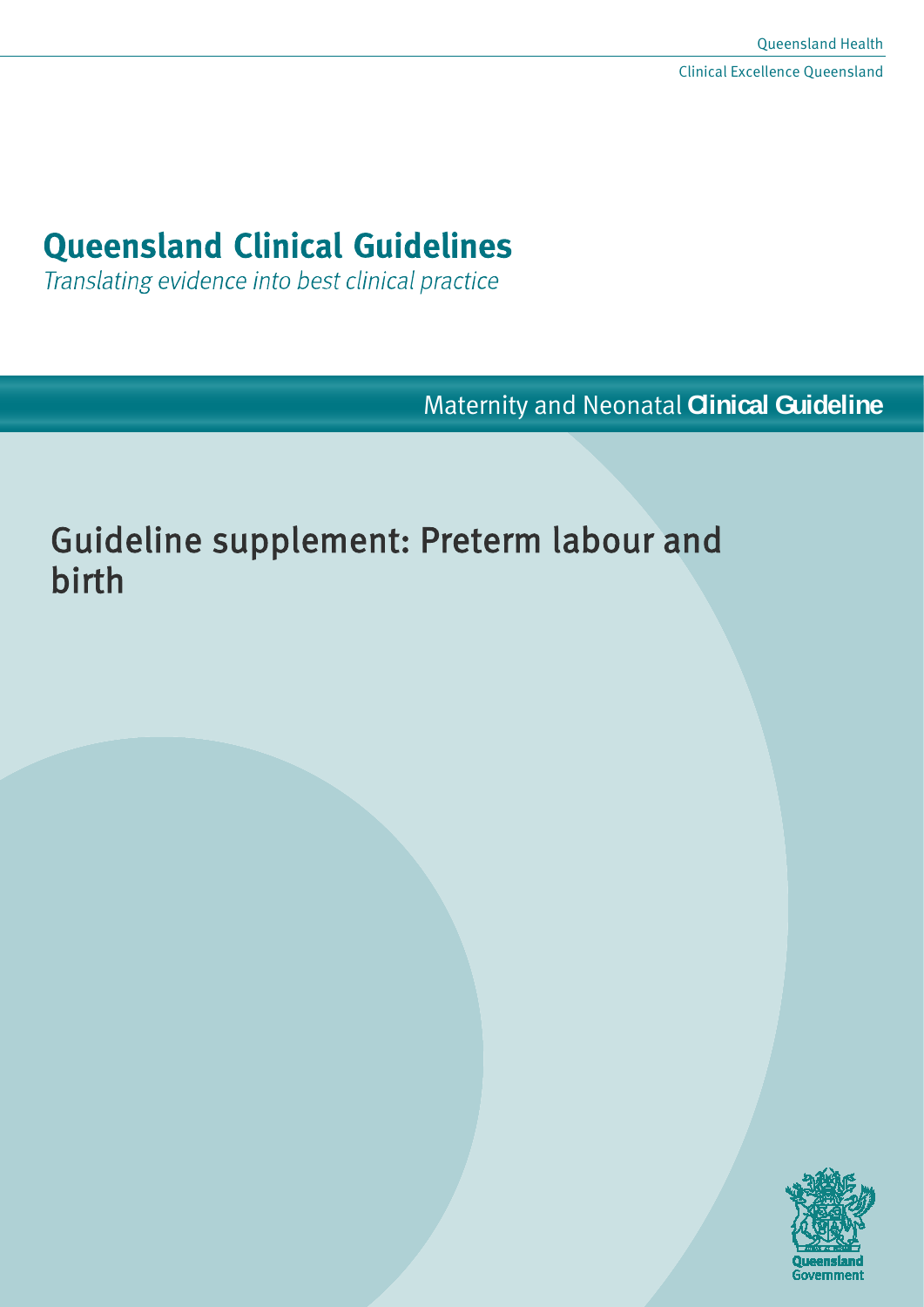Queensland Health

Clinical Excellence Queensland

# Queensland Clinical Guidelines

*Translating evidence into best clinical practice*

Maternity and Neonatal **Clinical Guideline**

## Guideline supplement: Preterm labour and birth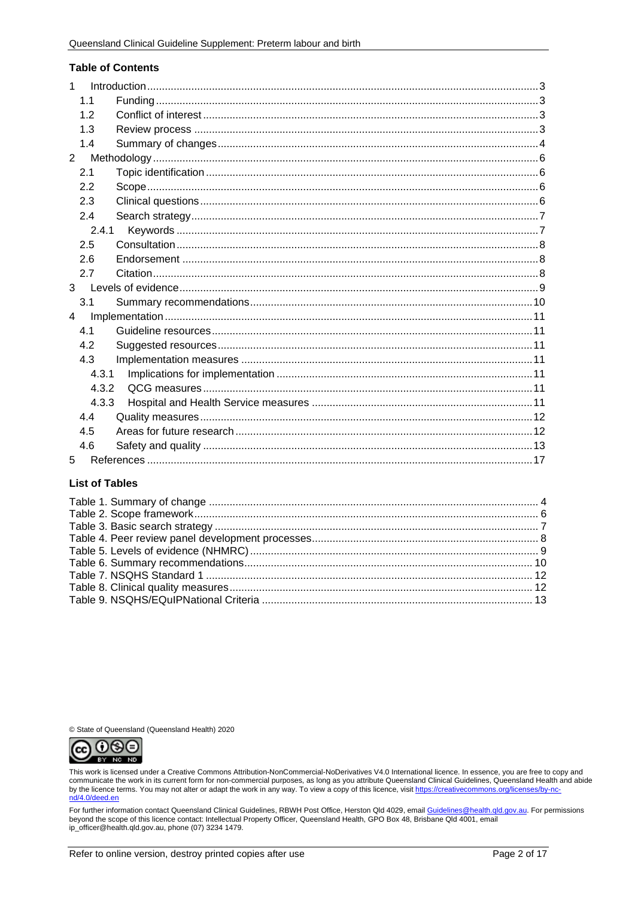**Table of Contents**

| | | |
|---|---|---|
| 1 | Introduction | 3 |
| 1.1 | Funding | 3 |
| 1.2 | Conflict of interest | 3 |
| 1.3 | Review process | 3 |
| 1.4 | Summary of changes | 4 |
| 2 | Methodology | 6 |
| 2.1 | Topic identification | 6 |
| 2.2 | Scope | 6 |
| 2.3 | Clinical questions | 6 |
| 2.4 | Search strategy | 7 |
| 2.4.1 | Keywords | 7 |
| 2.5 | Consultation | 8 |
| 2.6 | Endorsement | 8 |
| 2.7 | Citation | 8 |
| 3 | Levels of evidence | 9 |
| 3.1 | Summary recommendations | 10 |
| 4 | Implementation | 11 |
| 4.1 | Guideline resources | 11 |
| 4.2 | Suggested resources | 11 |
| 4.3 | Implementation measures | 11 |
| 4.3.1 | Implications for implementation | 11 |
| 4.3.2 | QCG measures | 11 |
| 4.3.3 | Hospital and Health Service measures | 11 |
| 4.4 | Quality measures | 12 |
| 4.5 | Areas for future research | 12 |
| 4.6 | Safety and quality | 13 |
| 5 | References | 17 |

**List of Tables**

| | |
|---|---|
| Table 1. Summary of change | 4 |
| Table 2. Scope framework | 6 |
| Table 3. Basic search strategy | 7 |
| Table 4. Peer review panel development processes | 8 |
| Table 5. Levels of evidence (NHMRC) | 9 |
| Table 6. Summary recommendations | 10 |
| Table 7. NSQHS Standard 1 | 12 |
| Table 8. Clinical quality measures | 12 |
| Table 9. NSQHS/EQuIPNational Criteria | 13 |

© State of Queensland (Queensland Health) 2020

This work is licensed under a Creative Commons Attribution-NonCommercial-NoDerivatives V4.0 International licence. In essence, you are free to copy and communicate the work in its current form for non-commercial purposes, as long as you attribute Queensland Clinical Guidelines, Queensland Health and abide by the licence terms. You may not alter or adapt the work in any way. To view a copy of this licence, visit https://creativecommons.org/licenses/by-nc-nd/4.0/deed.en

For further information contact Queensland Clinical Guidelines, RBWH Post Office, Herston Qld 4029, email Guidelines@health.qld.gov.au. For permissions beyond the scope of this licence contact: Intellectual Property Officer, Queensland Health, GPO Box 48, Brisbane Qld 4001, email ip_officer@health.qld.gov.au, phone (07) 3234 1479.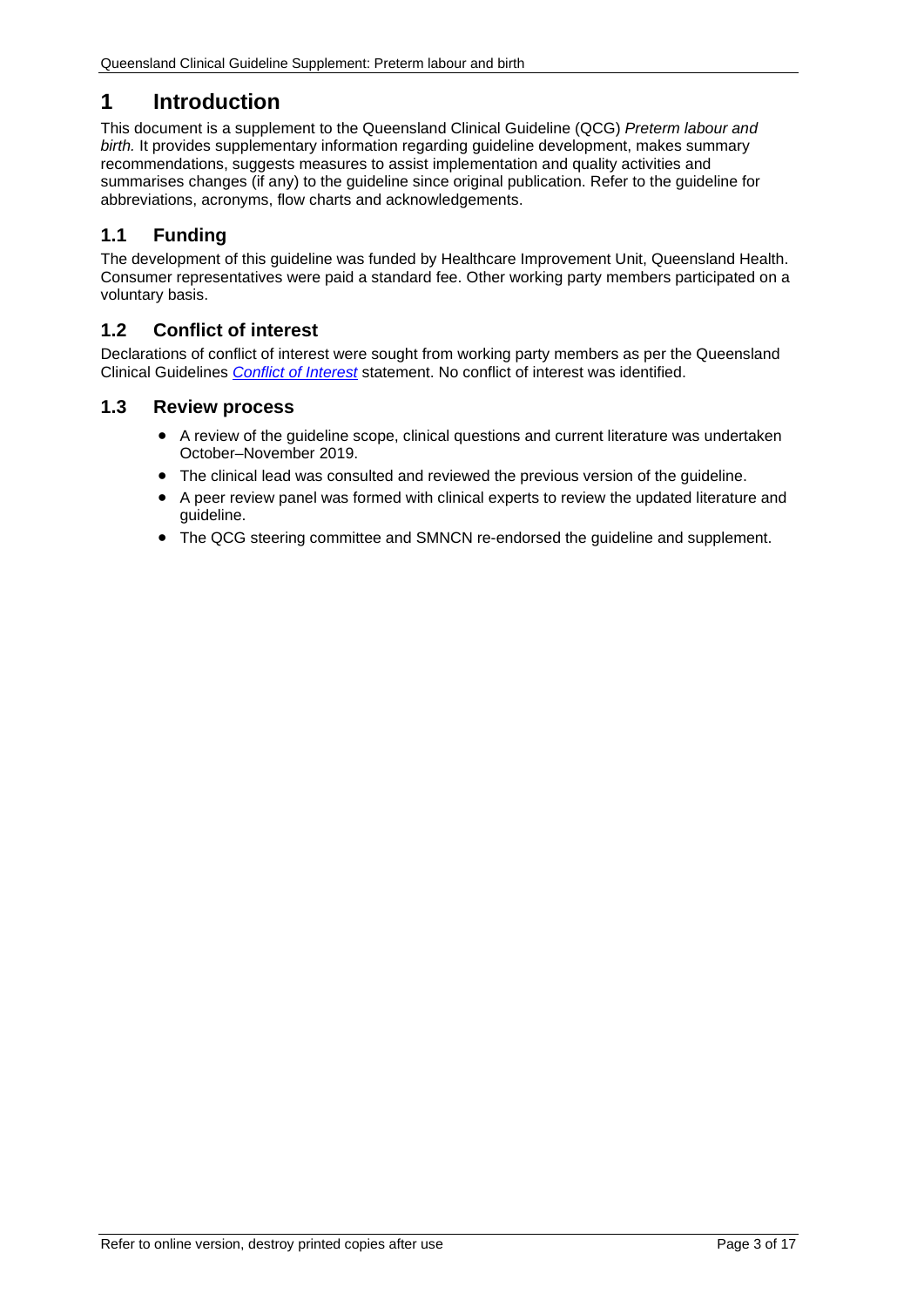# 1 Introduction

This document is a supplement to the Queensland Clinical Guideline (QCG) *Preterm labour and birth.* It provides supplementary information regarding guideline development, makes summary recommendations, suggests measures to assist implementation and quality activities and summarises changes (if any) to the guideline since original publication. Refer to the guideline for abbreviations, acronyms, flow charts and acknowledgements.

## 1.1 Funding

The development of this guideline was funded by Healthcare Improvement Unit, Queensland Health. Consumer representatives were paid a standard fee. Other working party members participated on a voluntary basis.

## 1.2 Conflict of interest

Declarations of conflict of interest were sought from working party members as per the Queensland Clinical Guidelines *Conflict of Interest* statement. No conflict of interest was identified.

## 1.3 Review process

- A review of the guideline scope, clinical questions and current literature was undertaken October–November 2019.
- The clinical lead was consulted and reviewed the previous version of the guideline.
- A peer review panel was formed with clinical experts to review the updated literature and guideline.
- The QCG steering committee and SMNCN re-endorsed the guideline and supplement.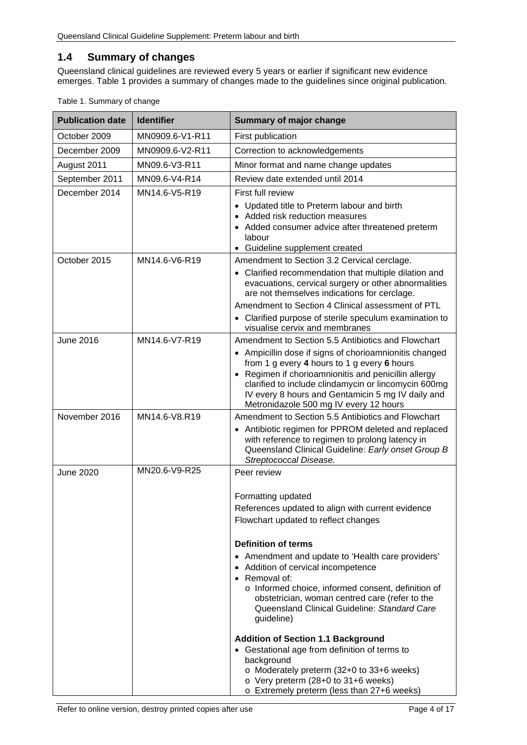## 1.4 Summary of changes

Queensland clinical guidelines are reviewed every 5 years or earlier if significant new evidence emerges. Table 1 provides a summary of changes made to the guidelines since original publication.

Table 1. Summary of change

| Publication date | Identifier | Summary of major change |
|---|---|---|
| October 2009 | MN0909.6-V1-R11 | First publication |
| December 2009 | MN0909.6-V2-R11 | Correction to acknowledgements |
| August 2011 | MN09.6-V3-R11 | Minor format and name change updates |
| September 2011 | MN09.6-V4-R14 | Review date extended until 2014 |
| December 2014 | MN14.6-V5-R19 | First full review<br>• Updated title to Preterm labour and birth<br>• Added risk reduction measures<br>• Added consumer advice after threatened preterm labour<br>• Guideline supplement created |
| October 2015 | MN14.6-V6-R19 | Amendment to Section 3.2 Cervical cerclage.<br>• Clarified recommendation that multiple dilation and evacuations, cervical surgery or other abnormalities are not themselves indications for cerclage.<br>Amendment to Section 4 Clinical assessment of PTL<br>• Clarified purpose of sterile speculum examination to visualise cervix and membranes |
| June 2016 | MN14.6-V7-R19 | Amendment to Section 5.5 Antibiotics and Flowchart<br>• Ampicillin dose if signs of chorioamnionitis changed from 1 g every **4** hours to 1 g every **6** hours<br>• Regimen if chorioamnionitis and penicillin allergy clarified to include clindamycin or lincomycin 600mg IV every 8 hours and Gentamicin 5 mg IV daily and Metronidazole 500 mg IV every 12 hours |
| November 2016 | MN14.6-V8.R19 | Amendment to Section 5.5 Antibiotics and Flowchart<br>• Antibiotic regimen for PPROM deleted and replaced with reference to regimen to prolong latency in Queensland Clinical Guideline: *Early onset Group B Streptococcal Disease.* |
| June 2020 | MN20.6-V9-R25 | Peer review<br><br>Formatting updated<br>References updated to align with current evidence<br>Flowchart updated to reflect changes<br><br>**Definition of terms**<br>• Amendment and update to 'Health care providers'<br>• Addition of cervical incompetence<br>• Removal of:<br>  o Informed choice, informed consent, definition of obstetrician, woman centred care (refer to the Queensland Clinical Guideline: *Standard Care* guideline)<br><br>**Addition of Section 1.1 Background**<br>• Gestational age from definition of terms to background<br>  o Moderately preterm (32+0 to 33+6 weeks)<br>  o Very preterm (28+0 to 31+6 weeks)<br>  o Extremely preterm (less than 27+6 weeks) |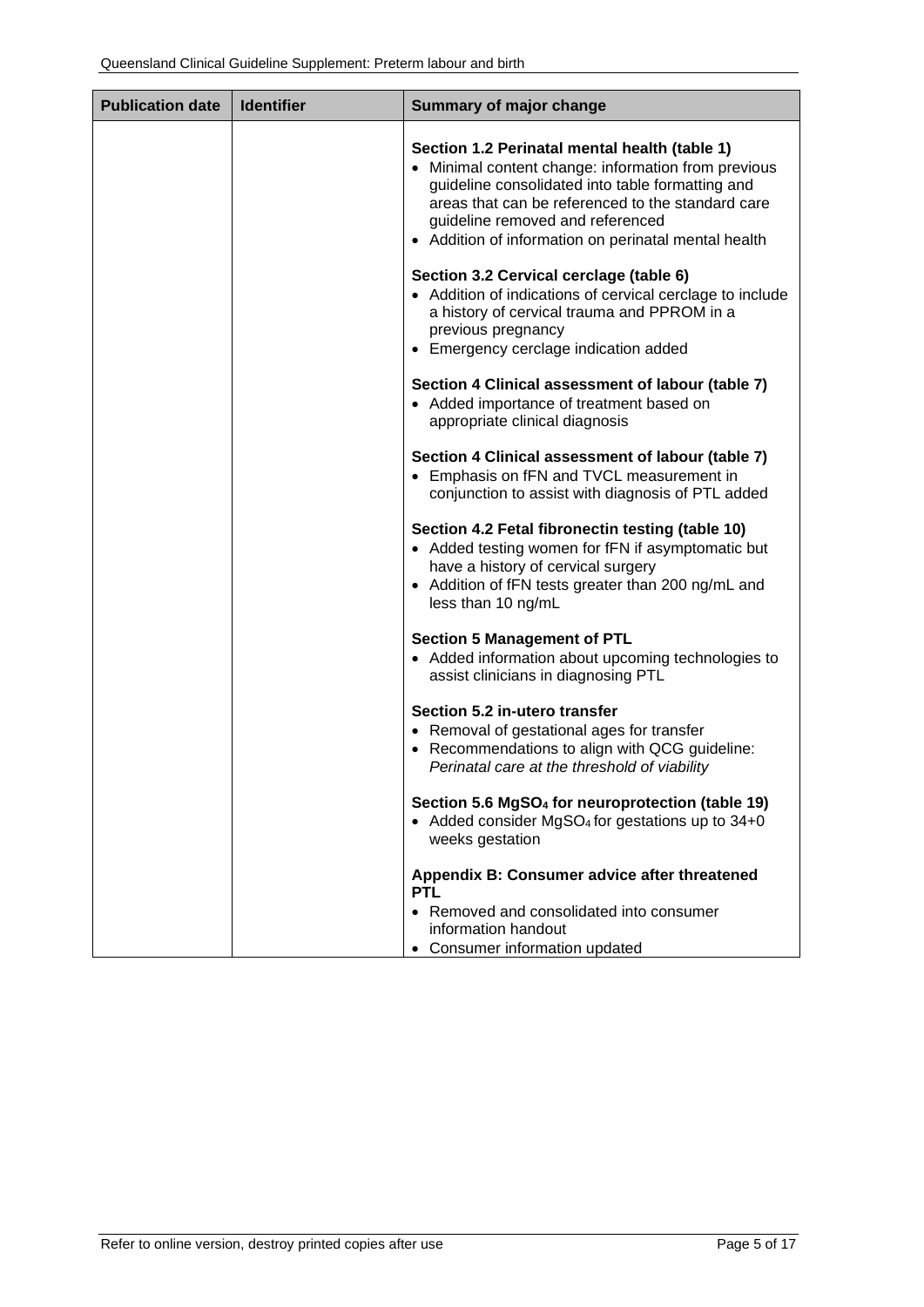| Publication date | Identifier | Summary of major change |
| --- | --- | --- |
| | | **Section 1.2 Perinatal mental health (table 1)**<br>• Minimal content change: information from previous guideline consolidated into table formatting and areas that can be referenced to the standard care guideline removed and referenced<br>• Addition of information on perinatal mental health<br><br>**Section 3.2 Cervical cerclage (table 6)**<br>• Addition of indications of cervical cerclage to include a history of cervical trauma and PPROM in a previous pregnancy<br>• Emergency cerclage indication added<br><br>**Section 4 Clinical assessment of labour (table 7)**<br>• Added importance of treatment based on appropriate clinical diagnosis<br><br>**Section 4 Clinical assessment of labour (table 7)**<br>• Emphasis on fFN and TVCL measurement in conjunction to assist with diagnosis of PTL added<br><br>**Section 4.2 Fetal fibronectin testing (table 10)**<br>• Added testing women for fFN if asymptomatic but have a history of cervical surgery<br>• Addition of fFN tests greater than 200 ng/mL and less than 10 ng/mL<br><br>**Section 5 Management of PTL**<br>• Added information about upcoming technologies to assist clinicians in diagnosing PTL<br><br>**Section 5.2 in-utero transfer**<br>• Removal of gestational ages for transfer<br>• Recommendations to align with QCG guideline: *Perinatal care at the threshold of viability*<br><br>**Section 5.6 $MgSO_4$ for neuroprotection (table 19)**<br>• Added consider $MgSO_4$ for gestations up to 34+0 weeks gestation<br><br>**Appendix B: Consumer advice after threatened PTL**<br>• Removed and consolidated into consumer information handout<br>• Consumer information updated |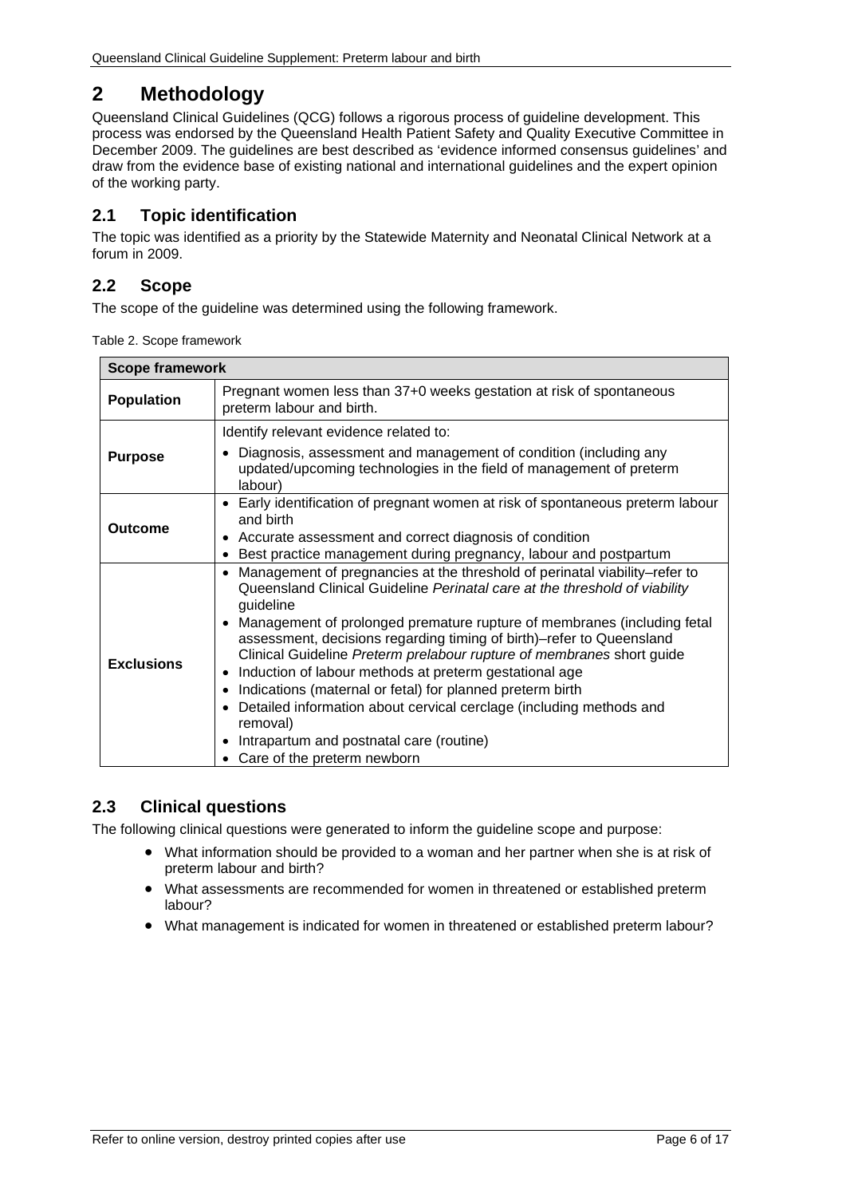# 2 Methodology

Queensland Clinical Guidelines (QCG) follows a rigorous process of guideline development. This process was endorsed by the Queensland Health Patient Safety and Quality Executive Committee in December 2009. The guidelines are best described as 'evidence informed consensus guidelines' and draw from the evidence base of existing national and international guidelines and the expert opinion of the working party.

## 2.1 Topic identification

The topic was identified as a priority by the Statewide Maternity and Neonatal Clinical Network at a forum in 2009.

## 2.2 Scope

The scope of the guideline was determined using the following framework.

Table 2. Scope framework

| Scope framework | |
|---|---|
| **Population** | Pregnant women less than 37+0 weeks gestation at risk of spontaneous preterm labour and birth. |
| **Purpose** | Identify relevant evidence related to:<br>• Diagnosis, assessment and management of condition (including any updated/upcoming technologies in the field of management of preterm labour) |
| **Outcome** | • Early identification of pregnant women at risk of spontaneous preterm labour and birth<br>• Accurate assessment and correct diagnosis of condition<br>• Best practice management during pregnancy, labour and postpartum |
| **Exclusions** | • Management of pregnancies at the threshold of perinatal viability–refer to Queensland Clinical Guideline *Perinatal care at the threshold of viability* guideline<br>• Management of prolonged premature rupture of membranes (including fetal assessment, decisions regarding timing of birth)–refer to Queensland Clinical Guideline *Preterm prelabour rupture of membranes* short guide<br>• Induction of labour methods at preterm gestational age<br>• Indications (maternal or fetal) for planned preterm birth<br>• Detailed information about cervical cerclage (including methods and removal)<br>• Intrapartum and postnatal care (routine)<br>• Care of the preterm newborn |

## 2.3 Clinical questions

The following clinical questions were generated to inform the guideline scope and purpose:

- What information should be provided to a woman and her partner when she is at risk of preterm labour and birth?
- What assessments are recommended for women in threatened or established preterm labour?
- What management is indicated for women in threatened or established preterm labour?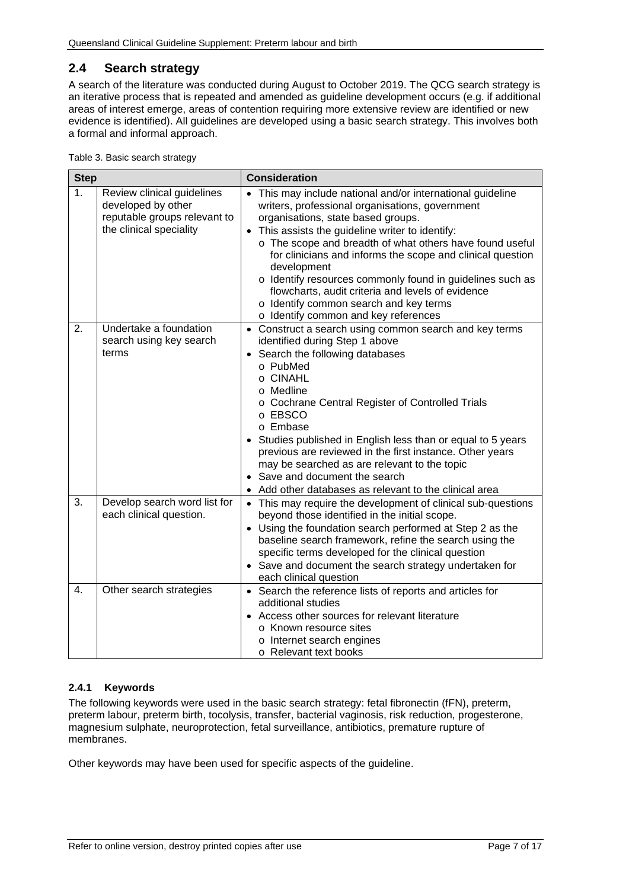## 2.4 Search strategy

A search of the literature was conducted during August to October 2019. The QCG search strategy is an iterative process that is repeated and amended as guideline development occurs (e.g. if additional areas of interest emerge, areas of contention requiring more extensive review are identified or new evidence is identified). All guidelines are developed using a basic search strategy. This involves both a formal and informal approach.

Table 3. Basic search strategy

| Step | | Consideration |
|---|---|---|
| 1. | Review clinical guidelines developed by other reputable groups relevant to the clinical speciality | • This may include national and/or international guideline writers, professional organisations, government organisations, state based groups.<br>• This assists the guideline writer to identify:<br>  o The scope and breadth of what others have found useful for clinicians and informs the scope and clinical question development<br>  o Identify resources commonly found in guidelines such as flowcharts, audit criteria and levels of evidence<br>  o Identify common search and key terms<br>  o Identify common and key references |
| 2. | Undertake a foundation search using key search terms | • Construct a search using common search and key terms identified during Step 1 above<br>• Search the following databases<br>  o PubMed<br>  o CINAHL<br>  o Medline<br>  o Cochrane Central Register of Controlled Trials<br>  o EBSCO<br>  o Embase<br>• Studies published in English less than or equal to 5 years previous are reviewed in the first instance. Other years may be searched as are relevant to the topic<br>• Save and document the search<br>• Add other databases as relevant to the clinical area |
| 3. | Develop search word list for each clinical question. | • This may require the development of clinical sub-questions beyond those identified in the initial scope.<br>• Using the foundation search performed at Step 2 as the baseline search framework, refine the search using the specific terms developed for the clinical question<br>• Save and document the search strategy undertaken for each clinical question |
| 4. | Other search strategies | • Search the reference lists of reports and articles for additional studies<br>• Access other sources for relevant literature<br>  o Known resource sites<br>  o Internet search engines<br>  o Relevant text books |

### 2.4.1 Keywords

The following keywords were used in the basic search strategy: fetal fibronectin (fFN), preterm, preterm labour, preterm birth, tocolysis, transfer, bacterial vaginosis, risk reduction, progesterone, magnesium sulphate, neuroprotection, fetal surveillance, antibiotics, premature rupture of membranes.

Other keywords may have been used for specific aspects of the guideline.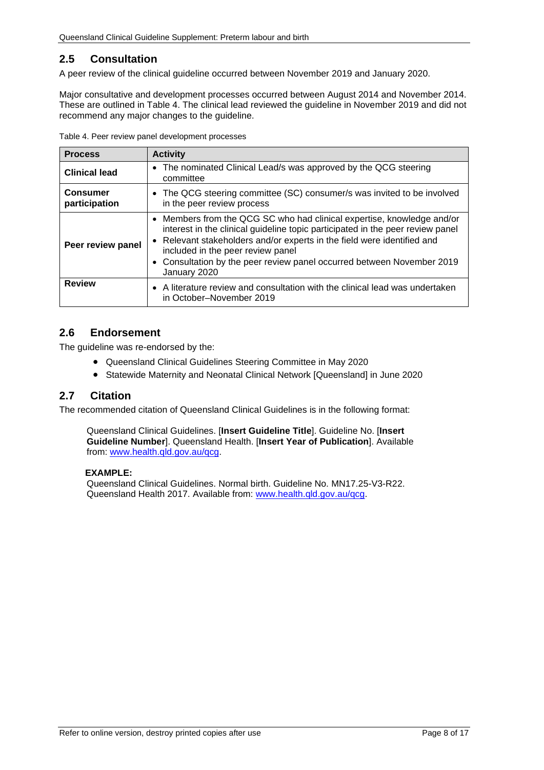## 2.5 Consultation

A peer review of the clinical guideline occurred between November 2019 and January 2020.

Major consultative and development processes occurred between August 2014 and November 2014. These are outlined in Table 4. The clinical lead reviewed the guideline in November 2019 and did not recommend any major changes to the guideline.

Table 4. Peer review panel development processes

| Process | Activity |
| --- | --- |
| **Clinical lead** | • The nominated Clinical Lead/s was approved by the QCG steering committee |
| **Consumer participation** | • The QCG steering committee (SC) consumer/s was invited to be involved in the peer review process |
| **Peer review panel** | • Members from the QCG SC who had clinical expertise, knowledge and/or interest in the clinical guideline topic participated in the peer review panel<br>• Relevant stakeholders and/or experts in the field were identified and included in the peer review panel<br>• Consultation by the peer review panel occurred between November 2019 January 2020 |
| **Review** | • A literature review and consultation with the clinical lead was undertaken in October–November 2019 |

## 2.6 Endorsement

The guideline was re-endorsed by the:

- Queensland Clinical Guidelines Steering Committee in May 2020
- Statewide Maternity and Neonatal Clinical Network [Queensland] in June 2020

## 2.7 Citation

The recommended citation of Queensland Clinical Guidelines is in the following format:

> Queensland Clinical Guidelines. [**Insert Guideline Title**]. Guideline No. [**Insert Guideline Number**]. Queensland Health. [**Insert Year of Publication**]. Available from: [www.health.qld.gov.au/qcg](http://www.health.qld.gov.au/qcg).

**EXAMPLE:**

> Queensland Clinical Guidelines. Normal birth. Guideline No. MN17.25-V3-R22. Queensland Health 2017. Available from: [www.health.qld.gov.au/qcg](http://www.health.qld.gov.au/qcg).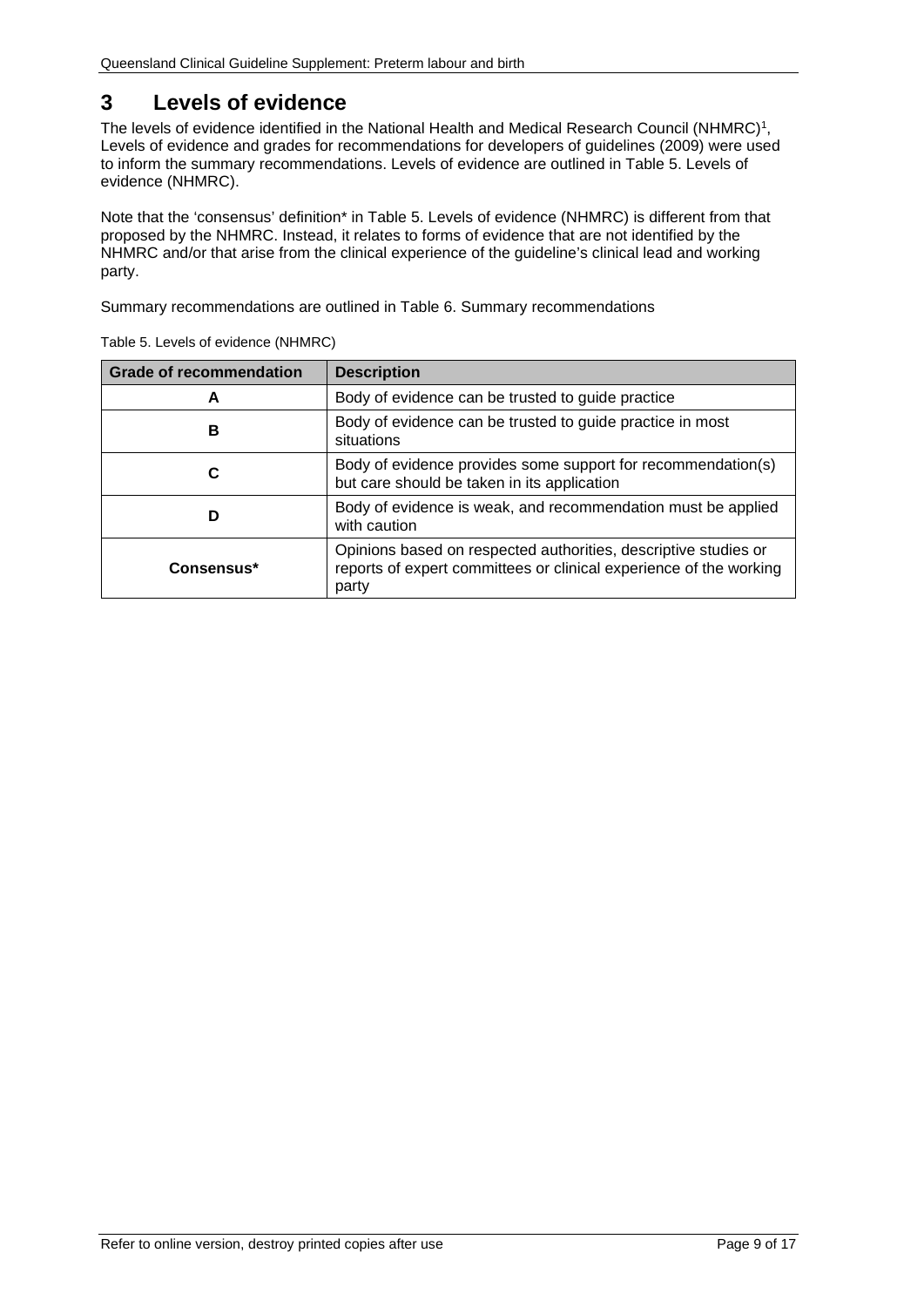# 3 Levels of evidence

The levels of evidence identified in the National Health and Medical Research Council (NHMRC)[1], Levels of evidence and grades for recommendations for developers of guidelines (2009) were used to inform the summary recommendations. Levels of evidence are outlined in Table 5. Levels of evidence (NHMRC).

Note that the 'consensus' definition* in Table 5. Levels of evidence (NHMRC) is different from that proposed by the NHMRC. Instead, it relates to forms of evidence that are not identified by the NHMRC and/or that arise from the clinical experience of the guideline's clinical lead and working party.

Summary recommendations are outlined in Table 6. Summary recommendations

Table 5. Levels of evidence (NHMRC)

| Grade of recommendation | Description |
|---|---|
| **A** | Body of evidence can be trusted to guide practice |
| **B** | Body of evidence can be trusted to guide practice in most situations |
| **C** | Body of evidence provides some support for recommendation(s) but care should be taken in its application |
| **D** | Body of evidence is weak, and recommendation must be applied with caution |
| **Consensus*** | Opinions based on respected authorities, descriptive studies or reports of expert committees or clinical experience of the working party |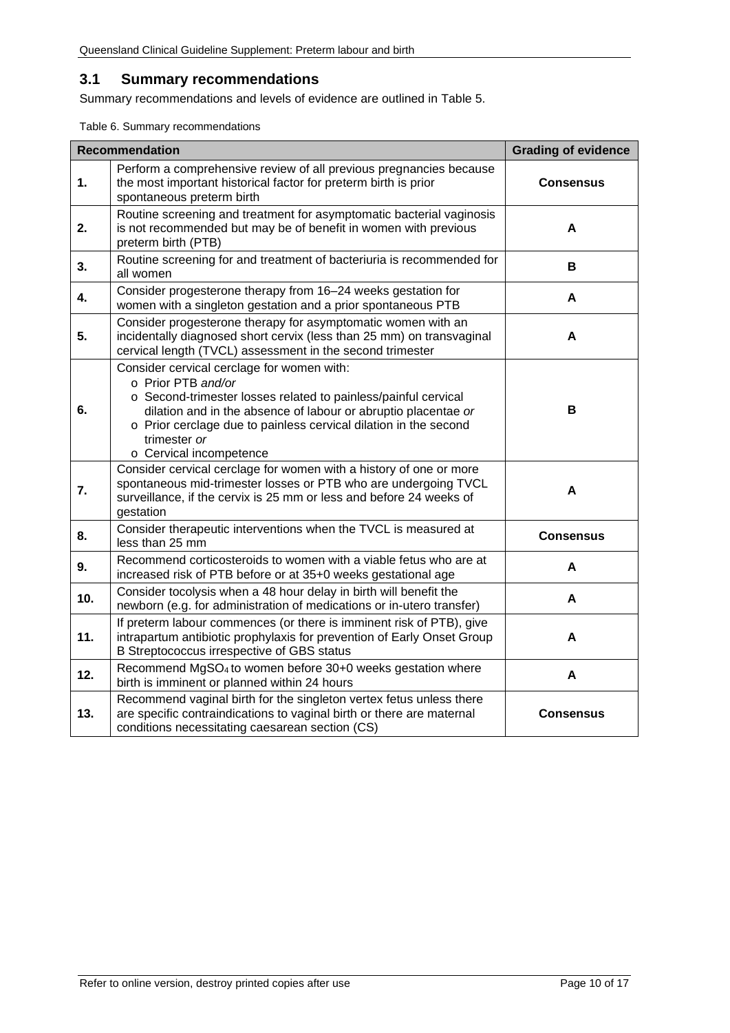## 3.1 Summary recommendations

Summary recommendations and levels of evidence are outlined in Table 5.

Table 6. Summary recommendations

| Recommendation | | Grading of evidence |
|---|---|---|
| **1.** | Perform a comprehensive review of all previous pregnancies because the most important historical factor for preterm birth is prior spontaneous preterm birth | **Consensus** |
| **2.** | Routine screening and treatment for asymptomatic bacterial vaginosis is not recommended but may be of benefit in women with previous preterm birth (PTB) | **A** |
| **3.** | Routine screening for and treatment of bacteriuria is recommended for all women | **B** |
| **4.** | Consider progesterone therapy from 16–24 weeks gestation for women with a singleton gestation and a prior spontaneous PTB | **A** |
| **5.** | Consider progesterone therapy for asymptomatic women with an incidentally diagnosed short cervix (less than 25 mm) on transvaginal cervical length (TVCL) assessment in the second trimester | **A** |
| **6.** | Consider cervical cerclage for women with:<br>o Prior PTB *and/or*<br>o Second-trimester losses related to painless/painful cervical dilation and in the absence of labour or abruptio placentae *or*<br>o Prior cerclage due to painless cervical dilation in the second trimester *or*<br>o Cervical incompetence | **B** |
| **7.** | Consider cervical cerclage for women with a history of one or more spontaneous mid-trimester losses or PTB who are undergoing TVCL surveillance, if the cervix is 25 mm or less and before 24 weeks of gestation | **A** |
| **8.** | Consider therapeutic interventions when the TVCL is measured at less than 25 mm | **Consensus** |
| **9.** | Recommend corticosteroids to women with a viable fetus who are at increased risk of PTB before or at 35+0 weeks gestational age | **A** |
| **10.** | Consider tocolysis when a 48 hour delay in birth will benefit the newborn (e.g. for administration of medications or in-utero transfer) | **A** |
| **11.** | If preterm labour commences (or there is imminent risk of PTB), give intrapartum antibiotic prophylaxis for prevention of Early Onset Group B Streptococcus irrespective of GBS status | **A** |
| **12.** | Recommend $MgSO_4$ to women before 30+0 weeks gestation where birth is imminent or planned within 24 hours | **A** |
| **13.** | Recommend vaginal birth for the singleton vertex fetus unless there are specific contraindications to vaginal birth or there are maternal conditions necessitating caesarean section (CS) | **Consensus** |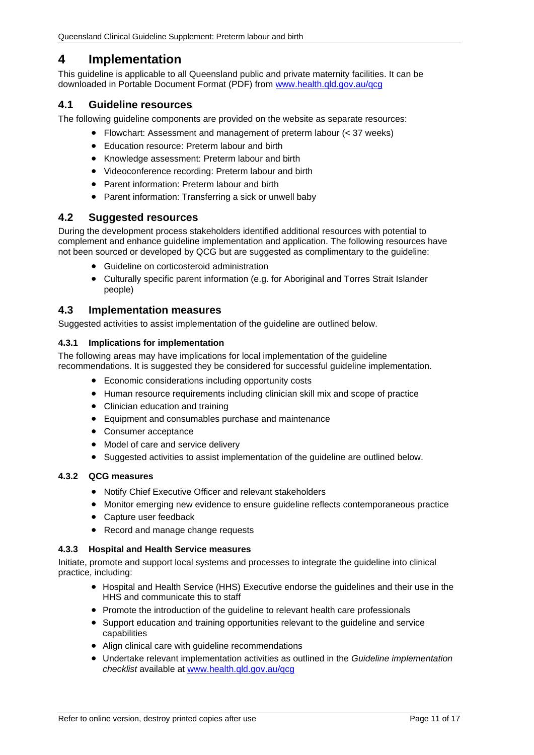# 4 Implementation

This guideline is applicable to all Queensland public and private maternity facilities. It can be downloaded in Portable Document Format (PDF) from [www.health.qld.gov.au/qcg](www.health.qld.gov.au/qcg)

## 4.1 Guideline resources

The following guideline components are provided on the website as separate resources:

- Flowchart: Assessment and management of preterm labour (< 37 weeks)
- Education resource: Preterm labour and birth
- Knowledge assessment: Preterm labour and birth
- Videoconference recording: Preterm labour and birth
- Parent information: Preterm labour and birth
- Parent information: Transferring a sick or unwell baby

## 4.2 Suggested resources

During the development process stakeholders identified additional resources with potential to complement and enhance guideline implementation and application. The following resources have not been sourced or developed by QCG but are suggested as complimentary to the guideline:

- Guideline on corticosteroid administration
- Culturally specific parent information (e.g. for Aboriginal and Torres Strait Islander people)

## 4.3 Implementation measures

Suggested activities to assist implementation of the guideline are outlined below.

### 4.3.1 Implications for implementation

The following areas may have implications for local implementation of the guideline recommendations. It is suggested they be considered for successful guideline implementation.

- Economic considerations including opportunity costs
- Human resource requirements including clinician skill mix and scope of practice
- Clinician education and training
- Equipment and consumables purchase and maintenance
- Consumer acceptance
- Model of care and service delivery
- Suggested activities to assist implementation of the guideline are outlined below.

### 4.3.2 QCG measures

- Notify Chief Executive Officer and relevant stakeholders
- Monitor emerging new evidence to ensure guideline reflects contemporaneous practice
- Capture user feedback
- Record and manage change requests

### 4.3.3 Hospital and Health Service measures

Initiate, promote and support local systems and processes to integrate the guideline into clinical practice, including:

- Hospital and Health Service (HHS) Executive endorse the guidelines and their use in the HHS and communicate this to staff
- Promote the introduction of the guideline to relevant health care professionals
- Support education and training opportunities relevant to the guideline and service capabilities
- Align clinical care with guideline recommendations
- Undertake relevant implementation activities as outlined in the *Guideline implementation checklist* available at [www.health.qld.gov.au/qcg](www.health.qld.gov.au/qcg)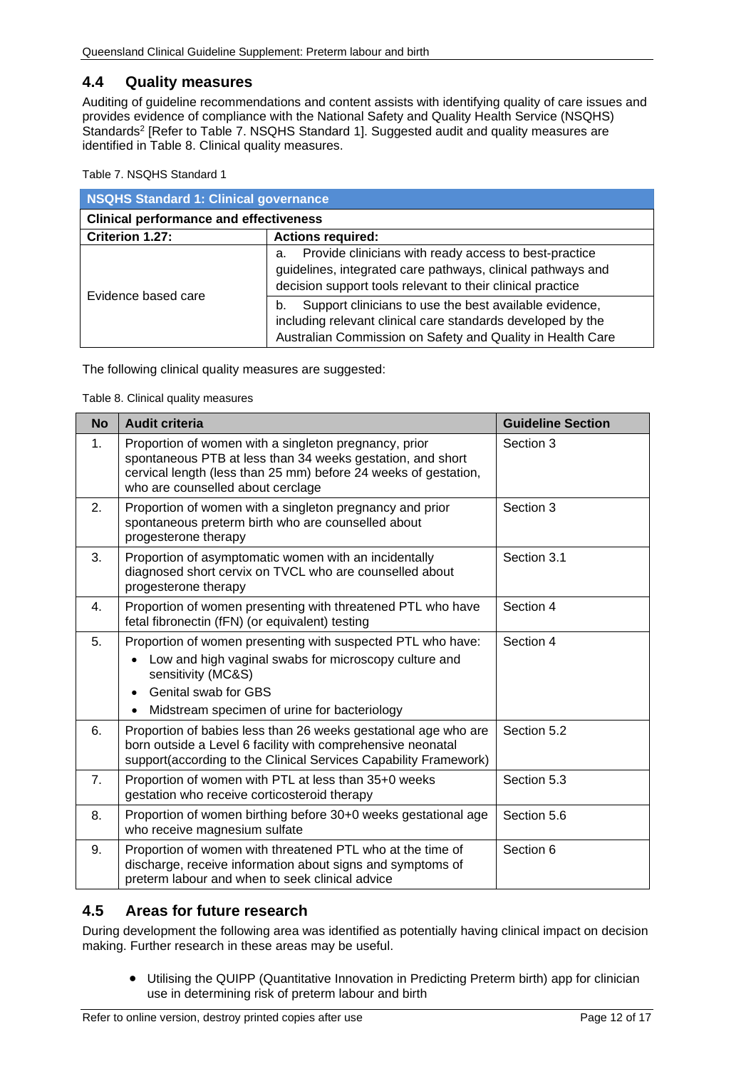## 4.4 Quality measures

Auditing of guideline recommendations and content assists with identifying quality of care issues and provides evidence of compliance with the National Safety and Quality Health Service (NSQHS) Standards[2] [Refer to Table 7. NSQHS Standard 1]. Suggested audit and quality measures are identified in Table 8. Clinical quality measures.

Table 7. NSQHS Standard 1

| NSQHS Standard 1: Clinical governance | |
|---|---|
| **Clinical performance and effectiveness** | |
| **Criterion 1.27:** | **Actions required:** |
| Evidence based care | a. Provide clinicians with ready access to best-practice guidelines, integrated care pathways, clinical pathways and decision support tools relevant to their clinical practice |
| | b. Support clinicians to use the best available evidence, including relevant clinical care standards developed by the Australian Commission on Safety and Quality in Health Care |

The following clinical quality measures are suggested:

Table 8. Clinical quality measures

| No | Audit criteria | Guideline Section |
|---|---|---|
| 1. | Proportion of women with a singleton pregnancy, prior spontaneous PTB at less than 34 weeks gestation, and short cervical length (less than 25 mm) before 24 weeks of gestation, who are counselled about cerclage | Section 3 |
| 2. | Proportion of women with a singleton pregnancy and prior spontaneous preterm birth who are counselled about progesterone therapy | Section 3 |
| 3. | Proportion of asymptomatic women with an incidentally diagnosed short cervix on TVCL who are counselled about progesterone therapy | Section 3.1 |
| 4. | Proportion of women presenting with threatened PTL who have fetal fibronectin (fFN) (or equivalent) testing | Section 4 |
| 5. | Proportion of women presenting with suspected PTL who have:<br>• Low and high vaginal swabs for microscopy culture and sensitivity (MC&S)<br>• Genital swab for GBS<br>• Midstream specimen of urine for bacteriology | Section 4 |
| 6. | Proportion of babies less than 26 weeks gestational age who are born outside a Level 6 facility with comprehensive neonatal support(according to the Clinical Services Capability Framework) | Section 5.2 |
| 7. | Proportion of women with PTL at less than 35+0 weeks gestation who receive corticosteroid therapy | Section 5.3 |
| 8. | Proportion of women birthing before 30+0 weeks gestational age who receive magnesium sulfate | Section 5.6 |
| 9. | Proportion of women with threatened PTL who at the time of discharge, receive information about signs and symptoms of preterm labour and when to seek clinical advice | Section 6 |

## 4.5 Areas for future research

During development the following area was identified as potentially having clinical impact on decision making. Further research in these areas may be useful.

- Utilising the QUIPP (Quantitative Innovation in Predicting Preterm birth) app for clinician use in determining risk of preterm labour and birth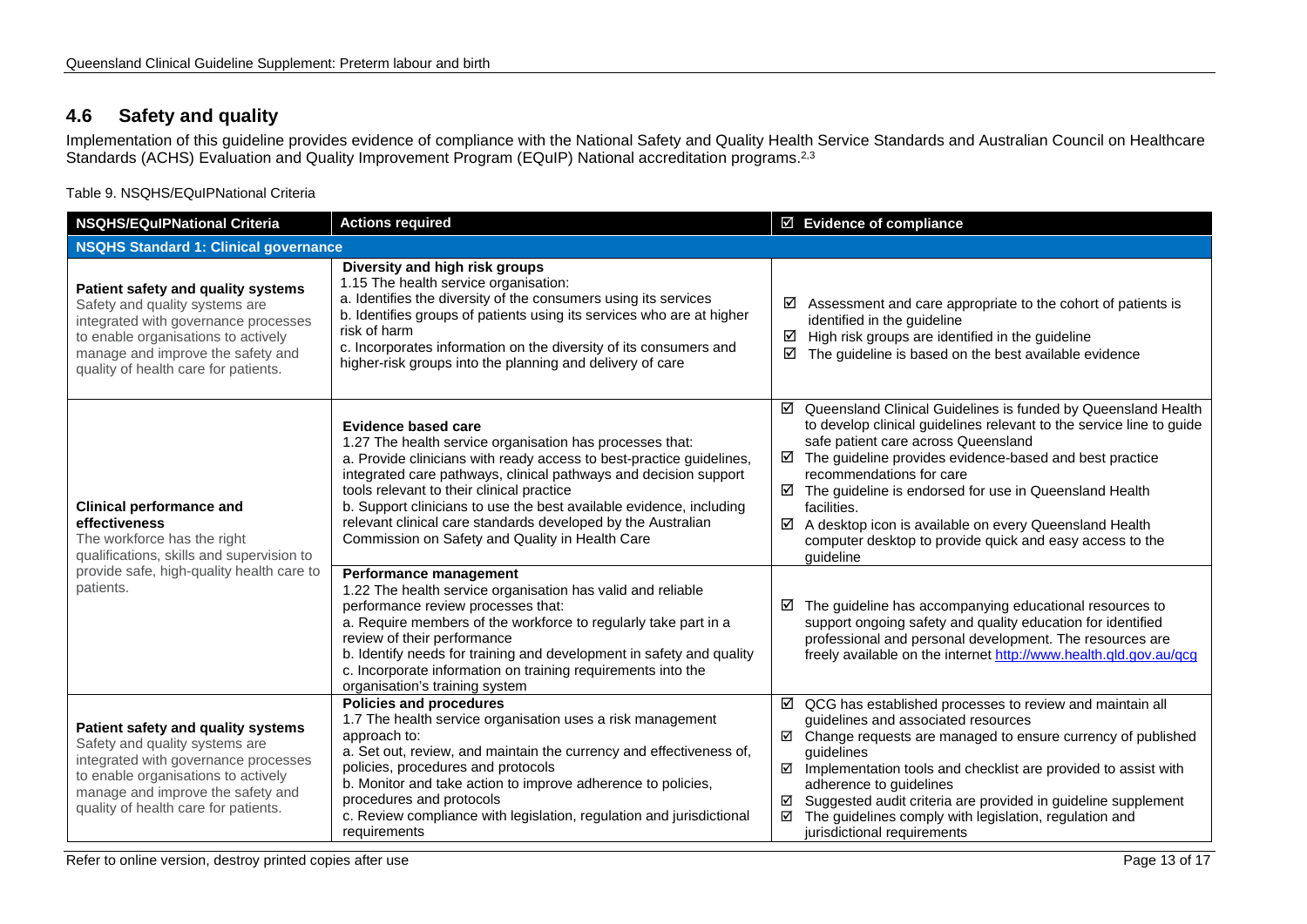## 4.6 Safety and quality

Implementation of this guideline provides evidence of compliance with the National Safety and Quality Health Service Standards and Australian Council on Healthcare Standards (ACHS) Evaluation and Quality Improvement Program (EQuIP) National accreditation programs.[2,3]

Table 9. NSQHS/EQuIPNational Criteria

| NSQHS/EQuIPNational Criteria | Actions required | ☑ Evidence of compliance |
|---|---|---|
| **NSQHS Standard 1: Clinical governance** | | |
| **Patient safety and quality systems** Safety and quality systems are integrated with governance processes to enable organisations to actively manage and improve the safety and quality of health care for patients. | **Diversity and high risk groups** 1.15 The health service organisation: a. Identifies the diversity of the consumers using its services b. Identifies groups of patients using its services who are at higher risk of harm c. Incorporates information on the diversity of its consumers and higher-risk groups into the planning and delivery of care | ☑ Assessment and care appropriate to the cohort of patients is identified in the guideline ☑ High risk groups are identified in the guideline ☑ The guideline is based on the best available evidence |
| **Clinical performance and effectiveness** The workforce has the right qualifications, skills and supervision to provide safe, high-quality health care to patients. | **Evidence based care** 1.27 The health service organisation has processes that: a. Provide clinicians with ready access to best-practice guidelines, integrated care pathways, clinical pathways and decision support tools relevant to their clinical practice b. Support clinicians to use the best available evidence, including relevant clinical care standards developed by the Australian Commission on Safety and Quality in Health Care | ☑ Queensland Clinical Guidelines is funded by Queensland Health to develop clinical guidelines relevant to the service line to guide safe patient care across Queensland ☑ The guideline provides evidence-based and best practice recommendations for care ☑ The guideline is endorsed for use in Queensland Health facilities. ☑ A desktop icon is available on every Queensland Health computer desktop to provide quick and easy access to the guideline |
| | **Performance management** 1.22 The health service organisation has valid and reliable performance review processes that: a. Require members of the workforce to regularly take part in a review of their performance b. Identify needs for training and development in safety and quality c. Incorporate information on training requirements into the organisation's training system | ☑ The guideline has accompanying educational resources to support ongoing safety and quality education for identified professional and personal development. The resources are freely available on the internet http://www.health.qld.gov.au/qcg |
| **Patient safety and quality systems** Safety and quality systems are integrated with governance processes to enable organisations to actively manage and improve the safety and quality of health care for patients. | **Policies and procedures** 1.7 The health service organisation uses a risk management approach to: a. Set out, review, and maintain the currency and effectiveness of, policies, procedures and protocols b. Monitor and take action to improve adherence to policies, procedures and protocols c. Review compliance with legislation, regulation and jurisdictional requirements | ☑ QCG has established processes to review and maintain all guidelines and associated resources ☑ Change requests are managed to ensure currency of published guidelines ☑ Implementation tools and checklist are provided to assist with adherence to guidelines ☑ Suggested audit criteria are provided in guideline supplement ☑ The guidelines comply with legislation, regulation and jurisdictional requirements |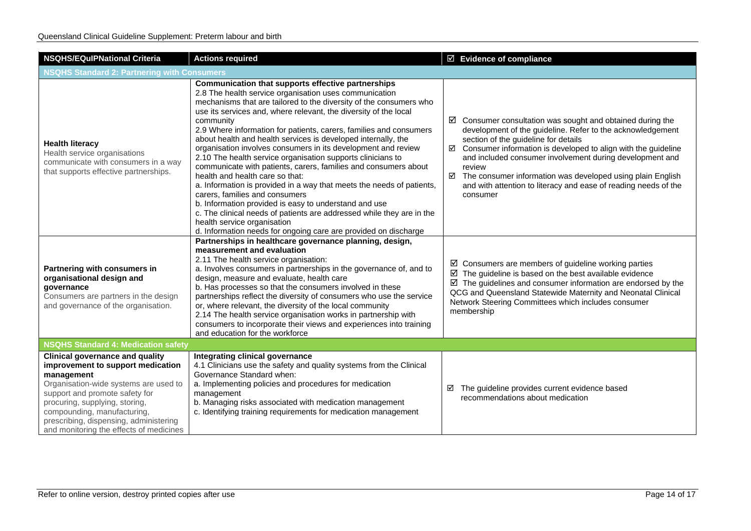| NSQHS/EQuIPNational Criteria | Actions required | ☑ Evidence of compliance |
|---|---|---|
| **NSQHS Standard 2: Partnering with Consumers** | | |
| **Health literacy**<br>Health service organisations communicate with consumers in a way that supports effective partnerships. | **Communication that supports effective partnerships**<br>2.8 The health service organisation uses communication mechanisms that are tailored to the diversity of the consumers who use its services and, where relevant, the diversity of the local community<br>2.9 Where information for patients, carers, families and consumers about health and health services is developed internally, the organisation involves consumers in its development and review<br>2.10 The health service organisation supports clinicians to communicate with patients, carers, families and consumers about health and health care so that:<br>a. Information is provided in a way that meets the needs of patients, carers, families and consumers<br>b. Information provided is easy to understand and use<br>c. The clinical needs of patients are addressed while they are in the health service organisation<br>d. Information needs for ongoing care are provided on discharge | ☑ Consumer consultation was sought and obtained during the development of the guideline. Refer to the acknowledgement section of the guideline for details<br>☑ Consumer information is developed to align with the guideline and included consumer involvement during development and review<br>☑ The consumer information was developed using plain English and with attention to literacy and ease of reading needs of the consumer |
| **Partnering with consumers in organisational design and governance**<br>Consumers are partners in the design and governance of the organisation. | **Partnerships in healthcare governance planning, design, measurement and evaluation**<br>2.11 The health service organisation:<br>a. Involves consumers in partnerships in the governance of, and to design, measure and evaluate, health care<br>b. Has processes so that the consumers involved in these partnerships reflect the diversity of consumers who use the service or, where relevant, the diversity of the local community<br>2.14 The health service organisation works in partnership with consumers to incorporate their views and experiences into training and education for the workforce | ☑ Consumers are members of guideline working parties<br>☑ The guideline is based on the best available evidence<br>☑ The guidelines and consumer information are endorsed by the QCG and Queensland Statewide Maternity and Neonatal Clinical Network Steering Committees which includes consumer membership |
| **NSQHS Standard 4: Medication safety** | | |
| **Clinical governance and quality improvement to support medication management**<br>Organisation-wide systems are used to support and promote safety for procuring, supplying, storing, compounding, manufacturing, prescribing, dispensing, administering and monitoring the effects of medicines | **Integrating clinical governance**<br>4.1 Clinicians use the safety and quality systems from the Clinical Governance Standard when:<br>a. Implementing policies and procedures for medication management<br>b. Managing risks associated with medication management<br>c. Identifying training requirements for medication management | ☑ The guideline provides current evidence based recommendations about medication |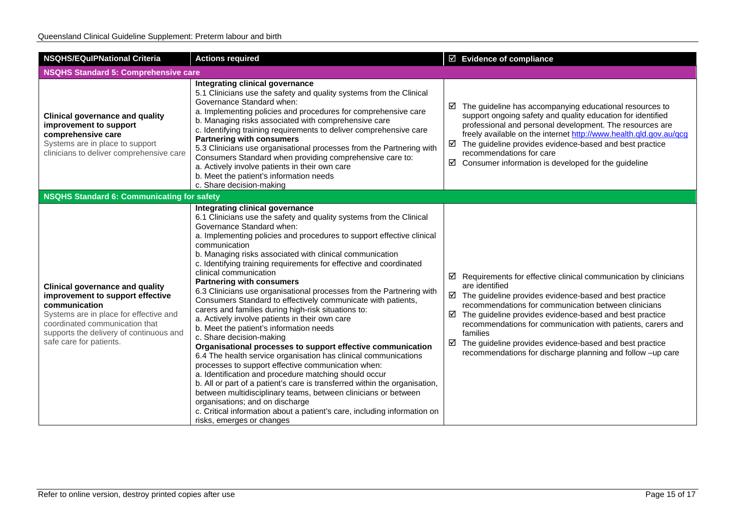| NSQHS/EQuIPNational Criteria | Actions required | ☑ Evidence of compliance |
|---|---|---|
| **NSQHS Standard 5: Comprehensive care** | | |
| **Clinical governance and quality improvement to support comprehensive care**<br>Systems are in place to support clinicians to deliver comprehensive care | **Integrating clinical governance**<br>5.1 Clinicians use the safety and quality systems from the Clinical Governance Standard when:<br>a. Implementing policies and procedures for comprehensive care<br>b. Managing risks associated with comprehensive care<br>c. Identifying training requirements to deliver comprehensive care<br>**Partnering with consumers**<br>5.3 Clinicians use organisational processes from the Partnering with Consumers Standard when providing comprehensive care to:<br>a. Actively involve patients in their own care<br>b. Meet the patient's information needs<br>c. Share decision-making | ☑ The guideline has accompanying educational resources to support ongoing safety and quality education for identified professional and personal development. The resources are freely available on the internet http://www.health.qld.gov.au/qcg<br>☑ The guideline provides evidence-based and best practice recommendations for care<br>☑ Consumer information is developed for the guideline |
| **NSQHS Standard 6: Communicating for safety** | | |
| **Clinical governance and quality improvement to support effective communication**<br>Systems are in place for effective and coordinated communication that supports the delivery of continuous and safe care for patients. | **Integrating clinical governance**<br>6.1 Clinicians use the safety and quality systems from the Clinical Governance Standard when:<br>a. Implementing policies and procedures to support effective clinical communication<br>b. Managing risks associated with clinical communication<br>c. Identifying training requirements for effective and coordinated clinical communication<br>**Partnering with consumers**<br>6.3 Clinicians use organisational processes from the Partnering with Consumers Standard to effectively communicate with patients, carers and families during high-risk situations to:<br>a. Actively involve patients in their own care<br>b. Meet the patient's information needs<br>c. Share decision-making<br>**Organisational processes to support effective communication**<br>6.4 The health service organisation has clinical communications processes to support effective communication when:<br>a. Identification and procedure matching should occur<br>b. All or part of a patient's care is transferred within the organisation, between multidisciplinary teams, between clinicians or between organisations; and on discharge<br>c. Critical information about a patient's care, including information on risks, emerges or changes | ☑ Requirements for effective clinical communication by clinicians are identified<br>☑ The guideline provides evidence-based and best practice recommendations for communication between clinicians<br>☑ The guideline provides evidence-based and best practice recommendations for communication with patients, carers and families<br>☑ The guideline provides evidence-based and best practice recommendations for discharge planning and follow –up care |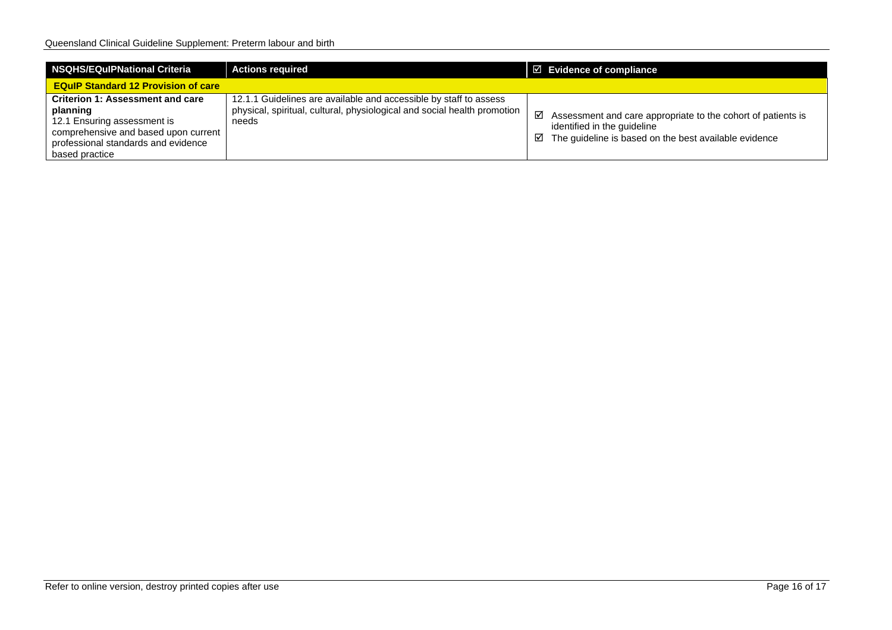| NSQHS/EQuIPNational Criteria | Actions required | ☑ Evidence of compliance |
|---|---|---|
| **EQuIP Standard 12 Provision of care** | | |
| **Criterion 1: Assessment and care planning**<br>12.1 Ensuring assessment is comprehensive and based upon current professional standards and evidence based practice | 12.1.1 Guidelines are available and accessible by staff to assess physical, spiritual, cultural, physiological and social health promotion needs | ☑ Assessment and care appropriate to the cohort of patients is identified in the guideline<br>☑ The guideline is based on the best available evidence |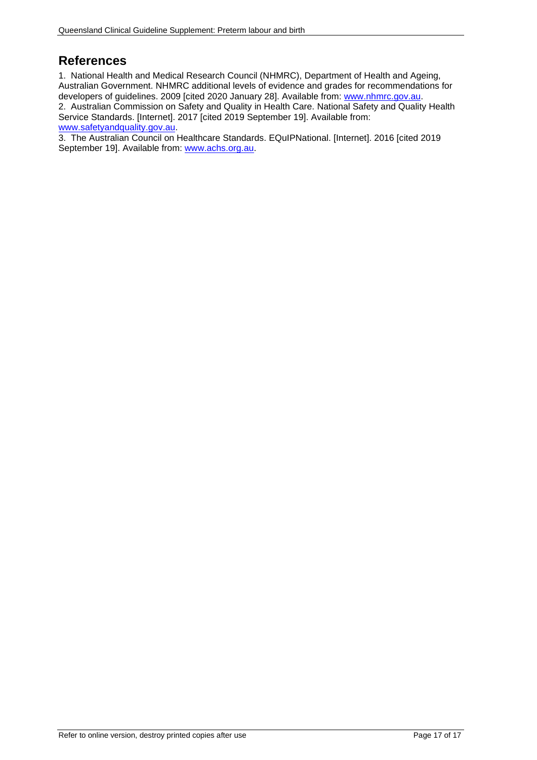## References

1. National Health and Medical Research Council (NHMRC), Department of Health and Ageing, Australian Government. NHMRC additional levels of evidence and grades for recommendations for developers of guidelines. 2009 [cited 2020 January 28]. Available from: www.nhmrc.gov.au.
2. Australian Commission on Safety and Quality in Health Care. National Safety and Quality Health Service Standards. [Internet]. 2017 [cited 2019 September 19]. Available from: www.safetyandquality.gov.au.
3. The Australian Council on Healthcare Standards. EQuIPNational. [Internet]. 2016 [cited 2019 September 19]. Available from: www.achs.org.au.